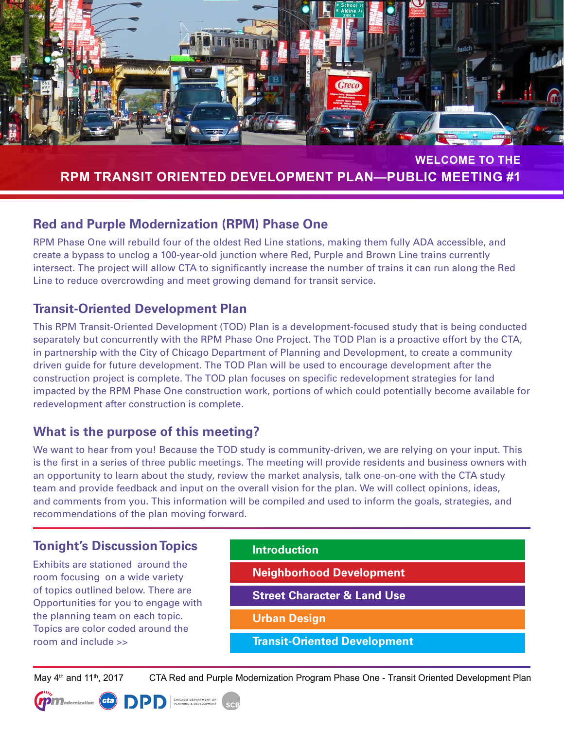WELCOME TO THE

# RPM TRANSIT ORIENTED DEVELOPMENT PLAN—PUBLIC MEETING #1

## Red and Purple Modernization (RPM) Phase One

RPM Phase One will rebuild four of the oldest Red Line stations, making them fully ADA accessible, and create a bypass to unclog a 100-year-old junction where Red, Purple and Brown Line trains currently intersect. The project will allow CTA to significantly increase the number of trains it can run along the Red Line to reduce overcrowding and meet growing demand for transit service.

## Transit-Oriented Development Plan

This RPM Transit-Oriented Development (TOD) Plan is a development-focused study that is being conducted separately but concurrently with the RPM Phase One Project. The TOD Plan is a proactive effort by the CTA, in partnership with the City of Chicago Department of Planning and Development, to create a community driven guide for future development. The TOD Plan will be used to encourage development after the construction project is complete. The TOD plan focuses on specific redevelopment strategies for land impacted by the RPM Phase One construction work, portions of which could potentially become available for redevelopment after construction is complete.

## What is the purpose of this meeting?

We want to hear from you! Because the TOD study is community-driven, we are relying on your input. This is the first in a series of three public meetings. The meeting will provide residents and business owners with an opportunity to learn about the study, review the market analysis, talk one-on-one with the CTA study team and provide feedback and input on the overall vision for the plan. We will collect opinions, ideas, and comments from you. This information will be compiled and used to inform the goals, strategies, and recommendations of the plan moving forward.

## Tonight's Discussion Topics

Exhibits are stationed around the room focusing on a wide variety of topics outlined below. There are Opportunities for you to engage with the planning team on each topic. Topics are color coded around the room and include >>

- **Introduction**
- **Neighborhood Development**
- **Street Character & Land Use**
- **Urban Design**
- **Transit-Oriented Development**

May 4th and 11th, 2017 CTA Red and Purple Modernization Program Phase One - Transit Oriented Development Plan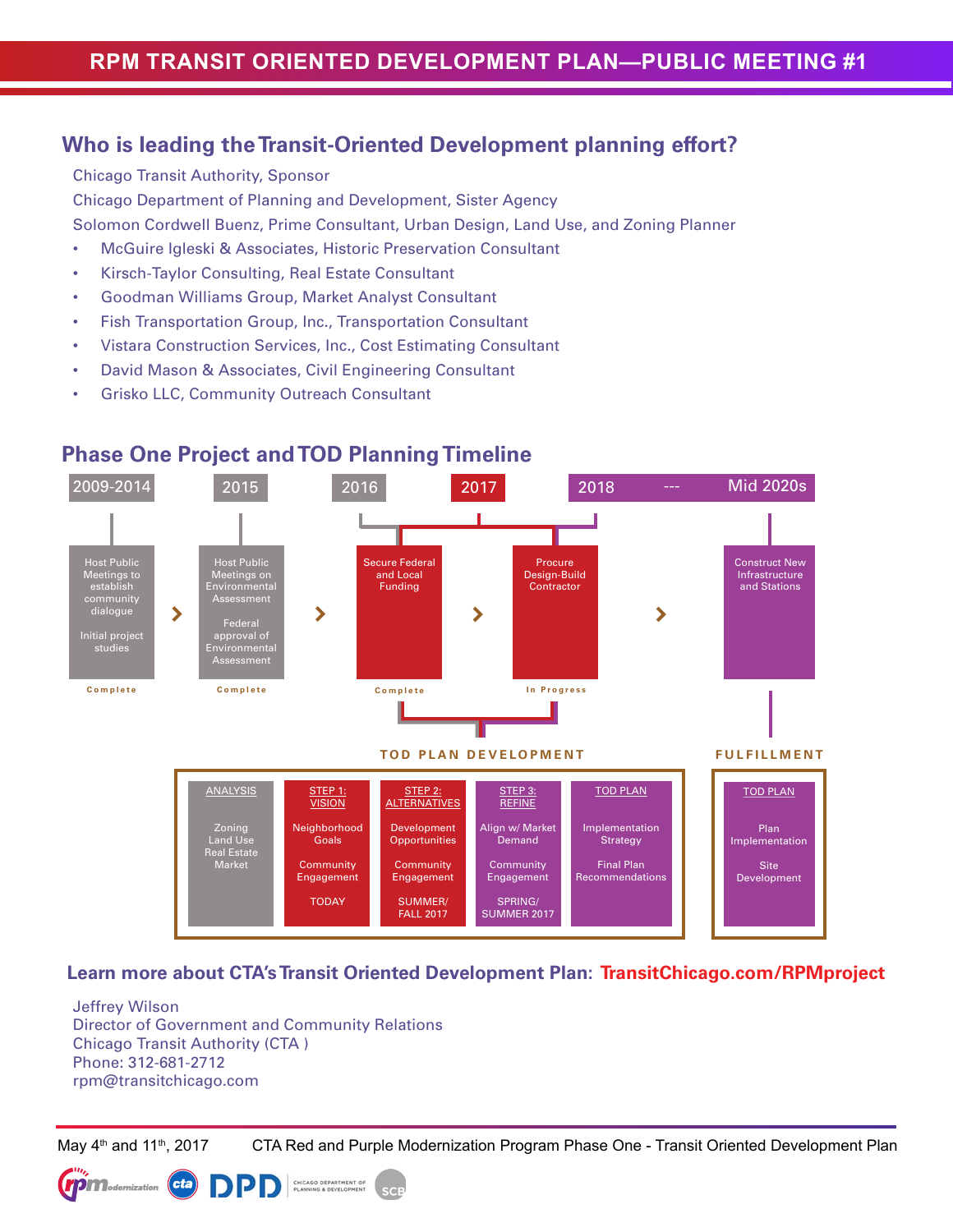## RPM TRANSIT ORIENTED DEVELOPMENT PLAN—PUBLIC MEETING #1

### Who is leading the Transit-Oriented Development planning effort?

Chicago Transit Authority, Sponsor

Chicago Department of Planning and Development, Sister Agency

Solomon Cordwell Buenz, Prime Consultant, Urban Design, Land Use, and Zoning Planner

- McGuire Igleski & Associates, Historic Preservation Consultant
- Kirsch-Taylor Consulting, Real Estate Consultant
- Goodman Williams Group, Market Analyst Consultant
- Fish Transportation Group, Inc., Transportation Consultant
- Vistara Construction Services, Inc., Cost Estimating Consultant
- David Mason & Associates, Civil Engineering Consultant
- Grisko LLC, Community Outreach Consultant

### Phase One Project and TOD Planning Timeline

2009-2014
Host Public Meetings to establish community dialogue
Initial project studies
Complete

2015
Host Public Meetings on Environmental Assessment
Federal approval of Environmental Assessment
Complete

2016
Secure Federal and Local Funding
Complete

2017
Procure Design-Build Contractor
In Progress

2018 --- Mid 2020s
Construct New Infrastructure and Stations

TOD PLAN DEVELOPMENT

ANALYSIS
Zoning
Land Use
Real Estate
Market

STEP 1: VISION
Neighborhood Goals
Community Engagement
TODAY

STEP 2: ALTERNATIVES
Development Opportunities
Community Engagement
SUMMER/ FALL 2017

STEP 3: REFINE
Align w/ Market Demand
Community Engagement
SPRING/ SUMMER 2017

TOD PLAN
Implementation Strategy
Final Plan Recommendations

FULFILLMENT

TOD PLAN
Plan Implementation
Site Development

**Learn more about CTA's Transit Oriented Development Plan: TransitChicago.com/RPMproject**

Jeffrey Wilson
Director of Government and Community Relations
Chicago Transit Authority (CTA )
Phone: 312-681-2712
rpm@transitchicago.com

May 4th and 11th, 2017 CTA Red and Purple Modernization Program Phase One - Transit Oriented Development Plan